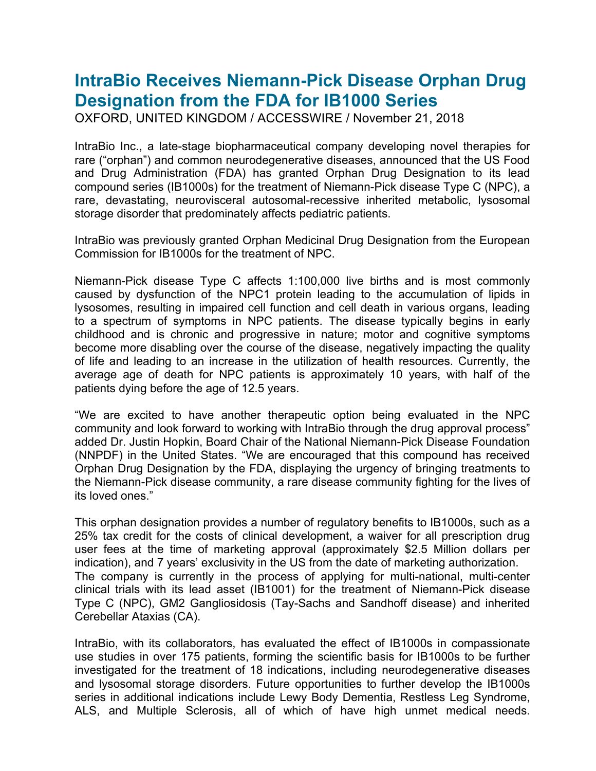# IntraBio Receives Niemann-Pick Disease Orphan Drug Designation from the FDA for IB1000 Series

OXFORD, UNITED KINGDOM / ACCESSWIRE / November 21, 2018

IntraBio Inc., a late-stage biopharmaceutical company developing novel therapies for rare ("orphan") and common neurodegenerative diseases, announced that the US Food and Drug Administration (FDA) has granted Orphan Drug Designation to its lead compound series (IB1000s) for the treatment of Niemann-Pick disease Type C (NPC), a rare, devastating, neurovisceral autosomal-recessive inherited metabolic, lysosomal storage disorder that predominately affects pediatric patients.

IntraBio was previously granted Orphan Medicinal Drug Designation from the European Commission for IB1000s for the treatment of NPC.

Niemann-Pick disease Type C affects 1:100,000 live births and is most commonly caused by dysfunction of the NPC1 protein leading to the accumulation of lipids in lysosomes, resulting in impaired cell function and cell death in various organs, leading to a spectrum of symptoms in NPC patients. The disease typically begins in early childhood and is chronic and progressive in nature; motor and cognitive symptoms become more disabling over the course of the disease, negatively impacting the quality of life and leading to an increase in the utilization of health resources. Currently, the average age of death for NPC patients is approximately 10 years, with half of the patients dying before the age of 12.5 years.

"We are excited to have another therapeutic option being evaluated in the NPC community and look forward to working with IntraBio through the drug approval process" added Dr. Justin Hopkin, Board Chair of the National Niemann-Pick Disease Foundation (NNPDF) in the United States. "We are encouraged that this compound has received Orphan Drug Designation by the FDA, displaying the urgency of bringing treatments to the Niemann-Pick disease community, a rare disease community fighting for the lives of its loved ones."

This orphan designation provides a number of regulatory benefits to IB1000s, such as a 25% tax credit for the costs of clinical development, a waiver for all prescription drug user fees at the time of marketing approval (approximately $2.5 Million dollars per indication), and 7 years' exclusivity in the US from the date of marketing authorization.
The company is currently in the process of applying for multi-national, multi-center clinical trials with its lead asset (IB1001) for the treatment of Niemann-Pick disease Type C (NPC), GM2 Gangliosidosis (Tay-Sachs and Sandhoff disease) and inherited Cerebellar Ataxias (CA).

IntraBio, with its collaborators, has evaluated the effect of IB1000s in compassionate use studies in over 175 patients, forming the scientific basis for IB1000s to be further investigated for the treatment of 18 indications, including neurodegenerative diseases and lysosomal storage disorders. Future opportunities to further develop the IB1000s series in additional indications include Lewy Body Dementia, Restless Leg Syndrome, ALS, and Multiple Sclerosis, all of which of have high unmet medical needs.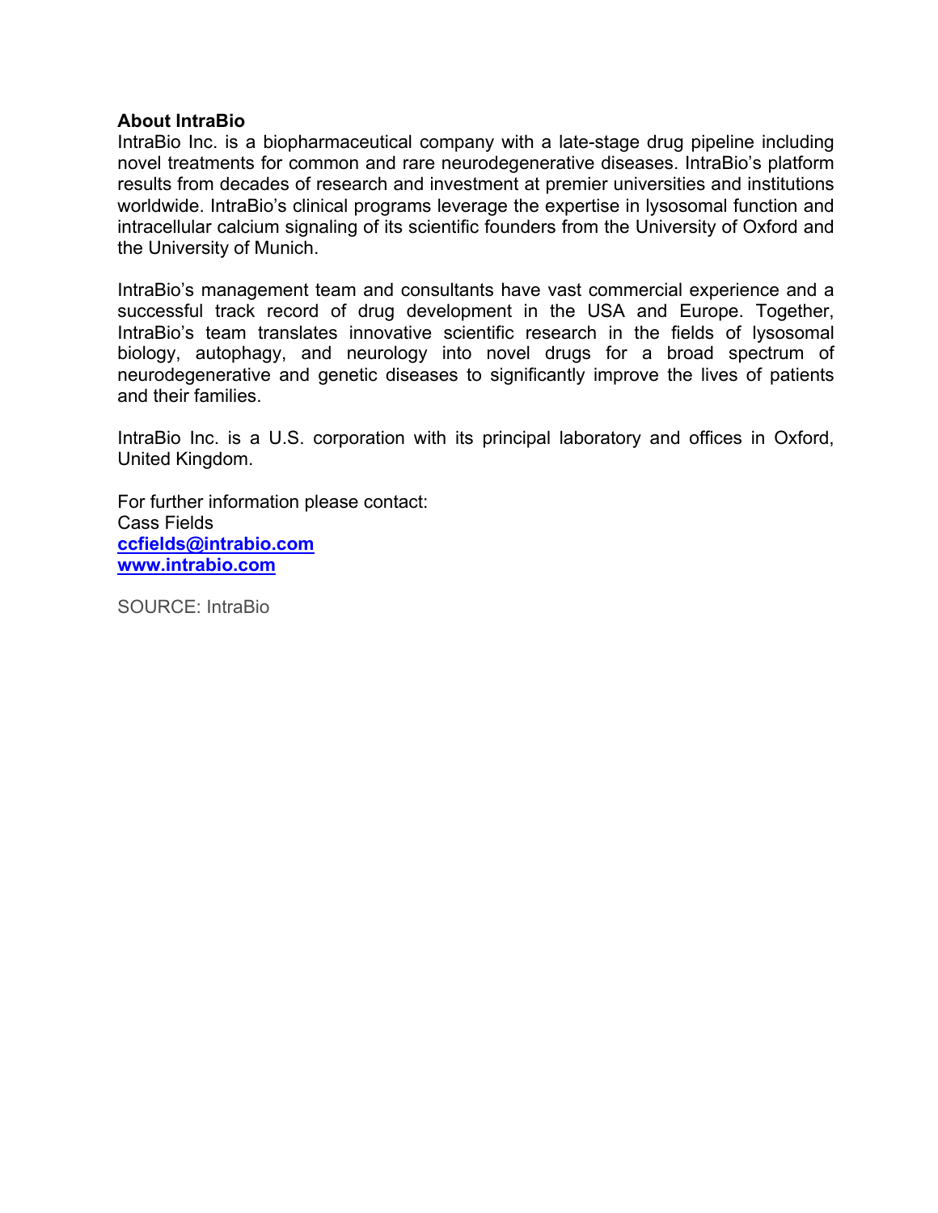**About IntraBio**

IntraBio Inc. is a biopharmaceutical company with a late-stage drug pipeline including novel treatments for common and rare neurodegenerative diseases. IntraBio's platform results from decades of research and investment at premier universities and institutions worldwide. IntraBio's clinical programs leverage the expertise in lysosomal function and intracellular calcium signaling of its scientific founders from the University of Oxford and the University of Munich.

IntraBio's management team and consultants have vast commercial experience and a successful track record of drug development in the USA and Europe. Together, IntraBio's team translates innovative scientific research in the fields of lysosomal biology, autophagy, and neurology into novel drugs for a broad spectrum of neurodegenerative and genetic diseases to significantly improve the lives of patients and their families.

IntraBio Inc. is a U.S. corporation with its principal laboratory and offices in Oxford, United Kingdom.

For further information please contact:
Cass Fields
**ccfields@intrabio.com**
**www.intrabio.com**

SOURCE: IntraBio